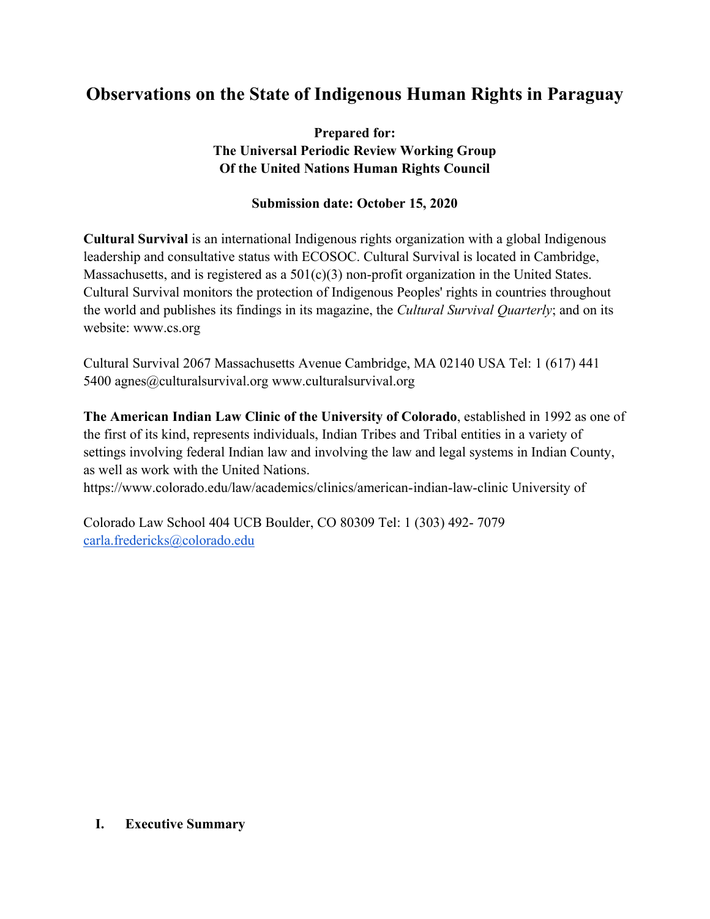# Observations on the State of Indigenous Human Rights in Paraguay

**Prepared for:**
**The Universal Periodic Review Working Group**
**Of the United Nations Human Rights Council**

**Submission date: October 15, 2020**

**Cultural Survival** is an international Indigenous rights organization with a global Indigenous leadership and consultative status with ECOSOC. Cultural Survival is located in Cambridge, Massachusetts, and is registered as a 501(c)(3) non-profit organization in the United States. Cultural Survival monitors the protection of Indigenous Peoples' rights in countries throughout the world and publishes its findings in its magazine, the *Cultural Survival Quarterly*; and on its website: www.cs.org

Cultural Survival 2067 Massachusetts Avenue Cambridge, MA 02140 USA Tel: 1 (617) 441 5400 agnes@culturalsurvival.org www.culturalsurvival.org

**The American Indian Law Clinic of the University of Colorado**, established in 1992 as one of the first of its kind, represents individuals, Indian Tribes and Tribal entities in a variety of settings involving federal Indian law and involving the law and legal systems in Indian County, as well as work with the United Nations. https://www.colorado.edu/law/academics/clinics/american-indian-law-clinic University of

Colorado Law School 404 UCB Boulder, CO 80309 Tel: 1 (303) 492- 7079 carla.fredericks@colorado.edu

## I. Executive Summary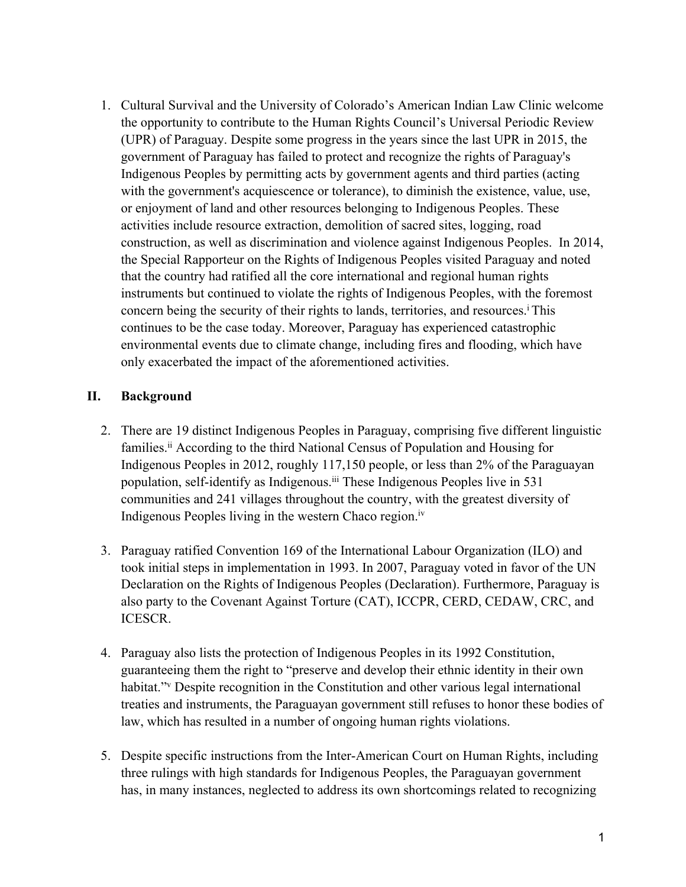1. Cultural Survival and the University of Colorado's American Indian Law Clinic welcome the opportunity to contribute to the Human Rights Council's Universal Periodic Review (UPR) of Paraguay. Despite some progress in the years since the last UPR in 2015, the government of Paraguay has failed to protect and recognize the rights of Paraguay's Indigenous Peoples by permitting acts by government agents and third parties (acting with the government's acquiescence or tolerance), to diminish the existence, value, use, or enjoyment of land and other resources belonging to Indigenous Peoples. These activities include resource extraction, demolition of sacred sites, logging, road construction, as well as discrimination and violence against Indigenous Peoples. In 2014, the Special Rapporteur on the Rights of Indigenous Peoples visited Paraguay and noted that the country had ratified all the core international and regional human rights instruments but continued to violate the rights of Indigenous Peoples, with the foremost concern being the security of their rights to lands, territories, and resources.[i] This continues to be the case today. Moreover, Paraguay has experienced catastrophic environmental events due to climate change, including fires and flooding, which have only exacerbated the impact of the aforementioned activities.

## II. Background

2. There are 19 distinct Indigenous Peoples in Paraguay, comprising five different linguistic families.[ii] According to the third National Census of Population and Housing for Indigenous Peoples in 2012, roughly 117,150 people, or less than 2% of the Paraguayan population, self-identify as Indigenous.[iii] These Indigenous Peoples live in 531 communities and 241 villages throughout the country, with the greatest diversity of Indigenous Peoples living in the western Chaco region.[iv]

3. Paraguay ratified Convention 169 of the International Labour Organization (ILO) and took initial steps in implementation in 1993. In 2007, Paraguay voted in favor of the UN Declaration on the Rights of Indigenous Peoples (Declaration). Furthermore, Paraguay is also party to the Covenant Against Torture (CAT), ICCPR, CERD, CEDAW, CRC, and ICESCR.

4. Paraguay also lists the protection of Indigenous Peoples in its 1992 Constitution, guaranteeing them the right to "preserve and develop their ethnic identity in their own habitat."[v] Despite recognition in the Constitution and other various legal international treaties and instruments, the Paraguayan government still refuses to honor these bodies of law, which has resulted in a number of ongoing human rights violations.

5. Despite specific instructions from the Inter-American Court on Human Rights, including three rulings with high standards for Indigenous Peoples, the Paraguayan government has, in many instances, neglected to address its own shortcomings related to recognizing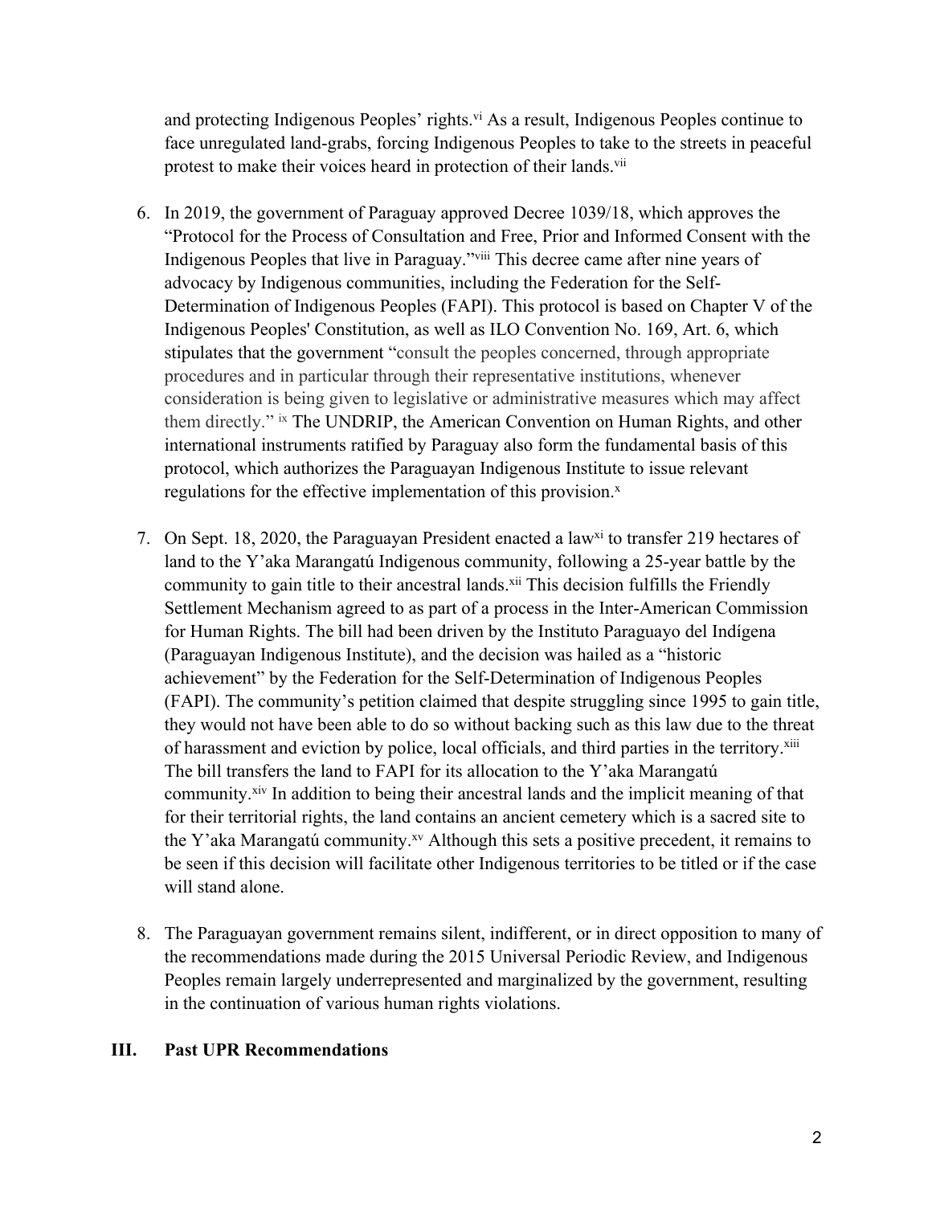and protecting Indigenous Peoples' rights.[vi] As a result, Indigenous Peoples continue to face unregulated land-grabs, forcing Indigenous Peoples to take to the streets in peaceful protest to make their voices heard in protection of their lands.[vii]

6. In 2019, the government of Paraguay approved Decree 1039/18, which approves the "Protocol for the Process of Consultation and Free, Prior and Informed Consent with the Indigenous Peoples that live in Paraguay."[viii] This decree came after nine years of advocacy by Indigenous communities, including the Federation for the Self-Determination of Indigenous Peoples (FAPI). This protocol is based on Chapter V of the Indigenous Peoples' Constitution, as well as ILO Convention No. 169, Art. 6, which stipulates that the government "consult the peoples concerned, through appropriate procedures and in particular through their representative institutions, whenever consideration is being given to legislative or administrative measures which may affect them directly." [ix] The UNDRIP, the American Convention on Human Rights, and other international instruments ratified by Paraguay also form the fundamental basis of this protocol, which authorizes the Paraguayan Indigenous Institute to issue relevant regulations for the effective implementation of this provision.[x]

7. On Sept. 18, 2020, the Paraguayan President enacted a law[xi] to transfer 219 hectares of land to the Y'aka Marangatú Indigenous community, following a 25-year battle by the community to gain title to their ancestral lands.[xii] This decision fulfills the Friendly Settlement Mechanism agreed to as part of a process in the Inter-American Commission for Human Rights. The bill had been driven by the Instituto Paraguayo del Indígena (Paraguayan Indigenous Institute), and the decision was hailed as a "historic achievement" by the Federation for the Self-Determination of Indigenous Peoples (FAPI). The community's petition claimed that despite struggling since 1995 to gain title, they would not have been able to do so without backing such as this law due to the threat of harassment and eviction by police, local officials, and third parties in the territory.[xiii] The bill transfers the land to FAPI for its allocation to the Y'aka Marangatú community.[xiv] In addition to being their ancestral lands and the implicit meaning of that for their territorial rights, the land contains an ancient cemetery which is a sacred site to the Y'aka Marangatú community.[xv] Although this sets a positive precedent, it remains to be seen if this decision will facilitate other Indigenous territories to be titled or if the case will stand alone.

8. The Paraguayan government remains silent, indifferent, or in direct opposition to many of the recommendations made during the 2015 Universal Periodic Review, and Indigenous Peoples remain largely underrepresented and marginalized by the government, resulting in the continuation of various human rights violations.

## III. Past UPR Recommendations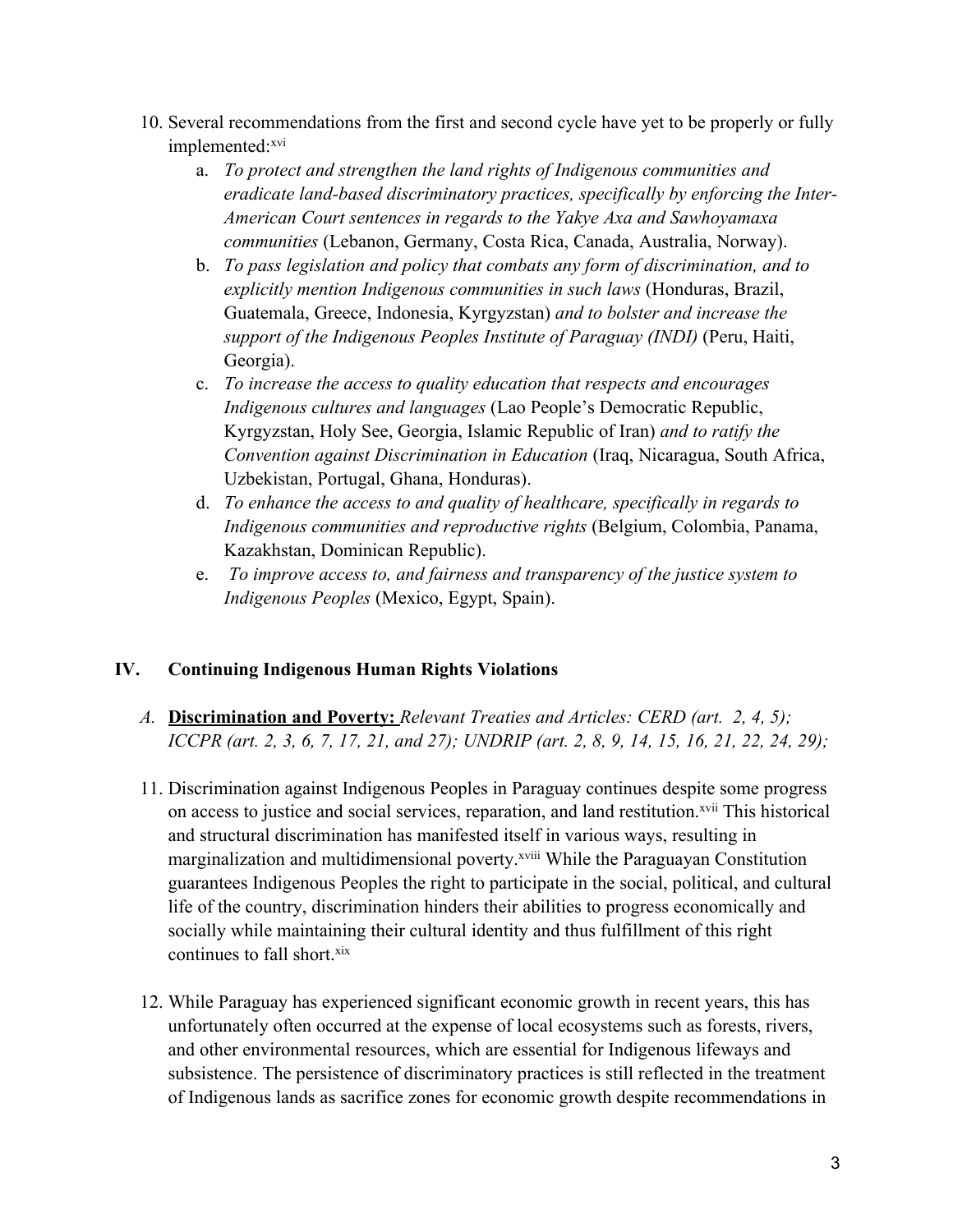10. Several recommendations from the first and second cycle have yet to be properly or fully implemented:[xvi]
    a. *To protect and strengthen the land rights of Indigenous communities and eradicate land-based discriminatory practices, specifically by enforcing the Inter-American Court sentences in regards to the Yakye Axa and Sawhoyamaxa communities* (Lebanon, Germany, Costa Rica, Canada, Australia, Norway).
    b. *To pass legislation and policy that combats any form of discrimination, and to explicitly mention Indigenous communities in such laws* (Honduras, Brazil, Guatemala, Greece, Indonesia, Kyrgyzstan) *and to bolster and increase the support of the Indigenous Peoples Institute of Paraguay (INDI)* (Peru, Haiti, Georgia).
    c. *To increase the access to quality education that respects and encourages Indigenous cultures and languages* (Lao People's Democratic Republic, Kyrgyzstan, Holy See, Georgia, Islamic Republic of Iran) *and to ratify the Convention against Discrimination in Education* (Iraq, Nicaragua, South Africa, Uzbekistan, Portugal, Ghana, Honduras).
    d. *To enhance the access to and quality of healthcare, specifically in regards to Indigenous communities and reproductive rights* (Belgium, Colombia, Panama, Kazakhstan, Dominican Republic).
    e. *To improve access to, and fairness and transparency of the justice system to Indigenous Peoples* (Mexico, Egypt, Spain).

## IV. Continuing Indigenous Human Rights Violations

*A.* **Discrimination and Poverty:** *Relevant Treaties and Articles: CERD (art. 2, 4, 5); ICCPR (art. 2, 3, 6, 7, 17, 21, and 27); UNDRIP (art. 2, 8, 9, 14, 15, 16, 21, 22, 24, 29);*

11. Discrimination against Indigenous Peoples in Paraguay continues despite some progress on access to justice and social services, reparation, and land restitution.[xvii] This historical and structural discrimination has manifested itself in various ways, resulting in marginalization and multidimensional poverty.[xviii] While the Paraguayan Constitution guarantees Indigenous Peoples the right to participate in the social, political, and cultural life of the country, discrimination hinders their abilities to progress economically and socially while maintaining their cultural identity and thus fulfillment of this right continues to fall short.[xix]

12. While Paraguay has experienced significant economic growth in recent years, this has unfortunately often occurred at the expense of local ecosystems such as forests, rivers, and other environmental resources, which are essential for Indigenous lifeways and subsistence. The persistence of discriminatory practices is still reflected in the treatment of Indigenous lands as sacrifice zones for economic growth despite recommendations in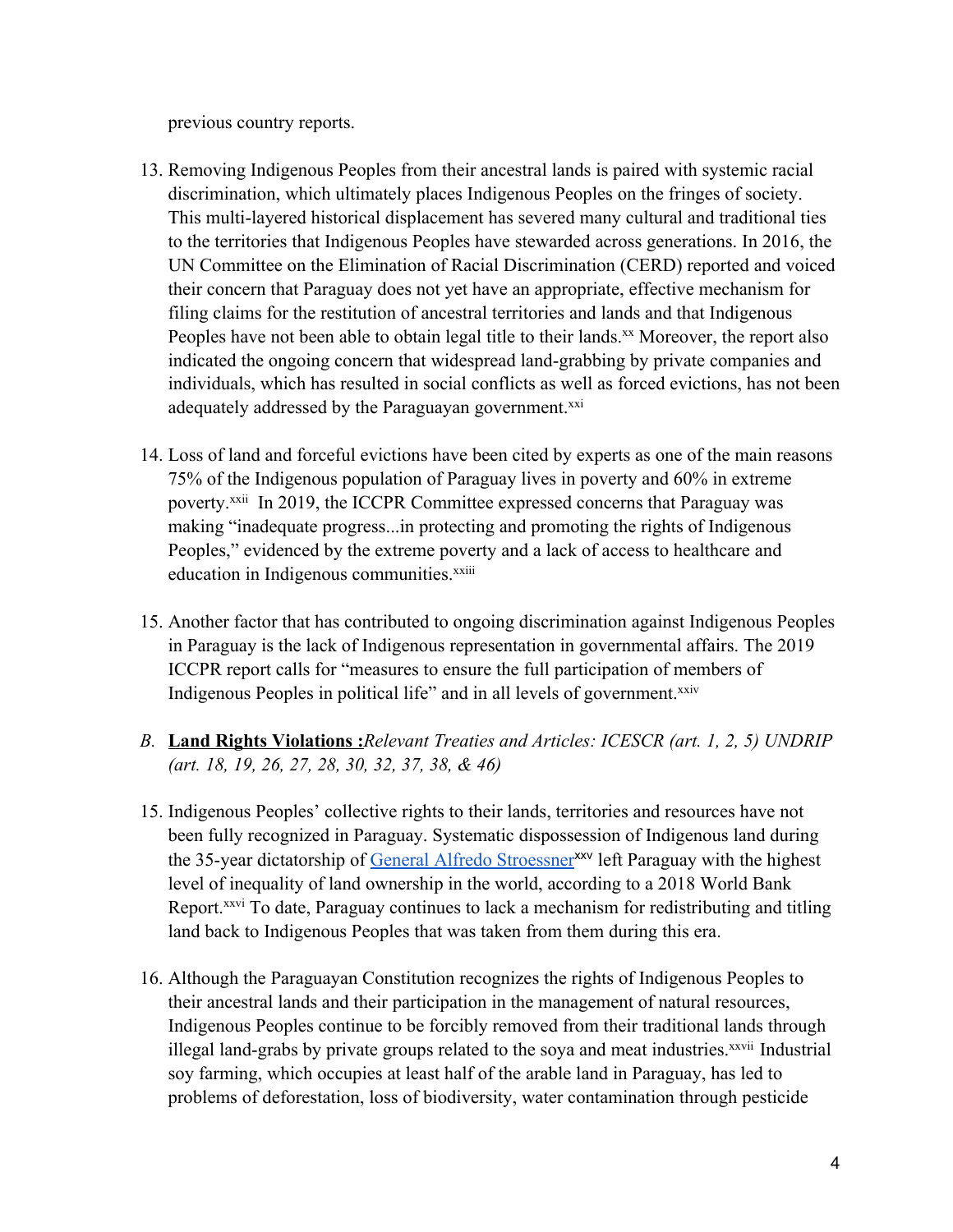previous country reports.

13. Removing Indigenous Peoples from their ancestral lands is paired with systemic racial discrimination, which ultimately places Indigenous Peoples on the fringes of society. This multi-layered historical displacement has severed many cultural and traditional ties to the territories that Indigenous Peoples have stewarded across generations. In 2016, the UN Committee on the Elimination of Racial Discrimination (CERD) reported and voiced their concern that Paraguay does not yet have an appropriate, effective mechanism for filing claims for the restitution of ancestral territories and lands and that Indigenous Peoples have not been able to obtain legal title to their lands.[xx] Moreover, the report also indicated the ongoing concern that widespread land-grabbing by private companies and individuals, which has resulted in social conflicts as well as forced evictions, has not been adequately addressed by the Paraguayan government.[xxi]

14. Loss of land and forceful evictions have been cited by experts as one of the main reasons 75% of the Indigenous population of Paraguay lives in poverty and 60% in extreme poverty.[xxii] In 2019, the ICCPR Committee expressed concerns that Paraguay was making "inadequate progress...in protecting and promoting the rights of Indigenous Peoples," evidenced by the extreme poverty and a lack of access to healthcare and education in Indigenous communities.[xxiii]

15. Another factor that has contributed to ongoing discrimination against Indigenous Peoples in Paraguay is the lack of Indigenous representation in governmental affairs. The 2019 ICCPR report calls for "measures to ensure the full participation of members of Indigenous Peoples in political life" and in all levels of government.[xxiv]

*B.* **Land Rights Violations :***Relevant Treaties and Articles: ICESCR (art. 1, 2, 5) UNDRIP (art. 18, 19, 26, 27, 28, 30, 32, 37, 38, & 46)*

15. Indigenous Peoples' collective rights to their lands, territories and resources have not been fully recognized in Paraguay. Systematic dispossession of Indigenous land during the 35-year dictatorship of General Alfredo Stroessner[xxv] left Paraguay with the highest level of inequality of land ownership in the world, according to a 2018 World Bank Report.[xxvi] To date, Paraguay continues to lack a mechanism for redistributing and titling land back to Indigenous Peoples that was taken from them during this era.

16. Although the Paraguayan Constitution recognizes the rights of Indigenous Peoples to their ancestral lands and their participation in the management of natural resources, Indigenous Peoples continue to be forcibly removed from their traditional lands through illegal land-grabs by private groups related to the soya and meat industries.[xxvii] Industrial soy farming, which occupies at least half of the arable land in Paraguay, has led to problems of deforestation, loss of biodiversity, water contamination through pesticide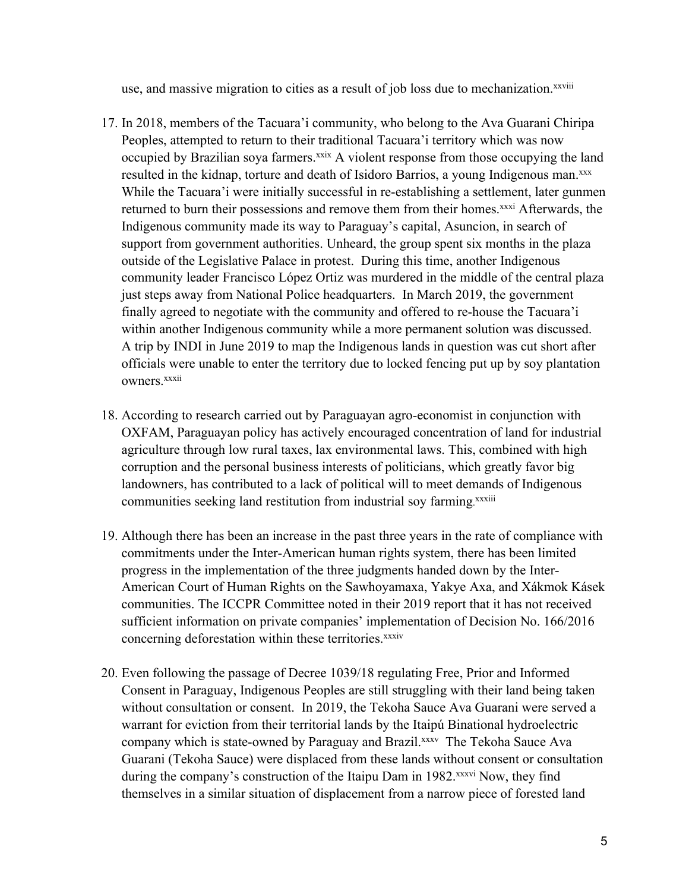use, and massive migration to cities as a result of job loss due to mechanization.[xxviii]

17. In 2018, members of the Tacuara'i community, who belong to the Ava Guarani Chiripa Peoples, attempted to return to their traditional Tacuara'i territory which was now occupied by Brazilian soya farmers.[xxix] A violent response from those occupying the land resulted in the kidnap, torture and death of Isidoro Barrios, a young Indigenous man.[xxx] While the Tacuara'i were initially successful in re-establishing a settlement, later gunmen returned to burn their possessions and remove them from their homes.[xxxi] Afterwards, the Indigenous community made its way to Paraguay's capital, Asuncion, in search of support from government authorities. Unheard, the group spent six months in the plaza outside of the Legislative Palace in protest. During this time, another Indigenous community leader Francisco López Ortiz was murdered in the middle of the central plaza just steps away from National Police headquarters. In March 2019, the government finally agreed to negotiate with the community and offered to re-house the Tacuara'i within another Indigenous community while a more permanent solution was discussed. A trip by INDI in June 2019 to map the Indigenous lands in question was cut short after officials were unable to enter the territory due to locked fencing put up by soy plantation owners.[xxxii]

18. According to research carried out by Paraguayan agro-economist in conjunction with OXFAM, Paraguayan policy has actively encouraged concentration of land for industrial agriculture through low rural taxes, lax environmental laws. This, combined with high corruption and the personal business interests of politicians, which greatly favor big landowners, has contributed to a lack of political will to meet demands of Indigenous communities seeking land restitution from industrial soy farming.[xxxiii]

19. Although there has been an increase in the past three years in the rate of compliance with commitments under the Inter-American human rights system, there has been limited progress in the implementation of the three judgments handed down by the Inter-American Court of Human Rights on the Sawhoyamaxa, Yakye Axa, and Xákmok Kásek communities. The ICCPR Committee noted in their 2019 report that it has not received sufficient information on private companies' implementation of Decision No. 166/2016 concerning deforestation within these territories.[xxxiv]

20. Even following the passage of Decree 1039/18 regulating Free, Prior and Informed Consent in Paraguay, Indigenous Peoples are still struggling with their land being taken without consultation or consent. In 2019, the Tekoha Sauce Ava Guarani were served a warrant for eviction from their territorial lands by the Itaipú Binational hydroelectric company which is state-owned by Paraguay and Brazil.[xxxv] The Tekoha Sauce Ava Guarani (Tekoha Sauce) were displaced from these lands without consent or consultation during the company's construction of the Itaipu Dam in 1982.[xxxvi] Now, they find themselves in a similar situation of displacement from a narrow piece of forested land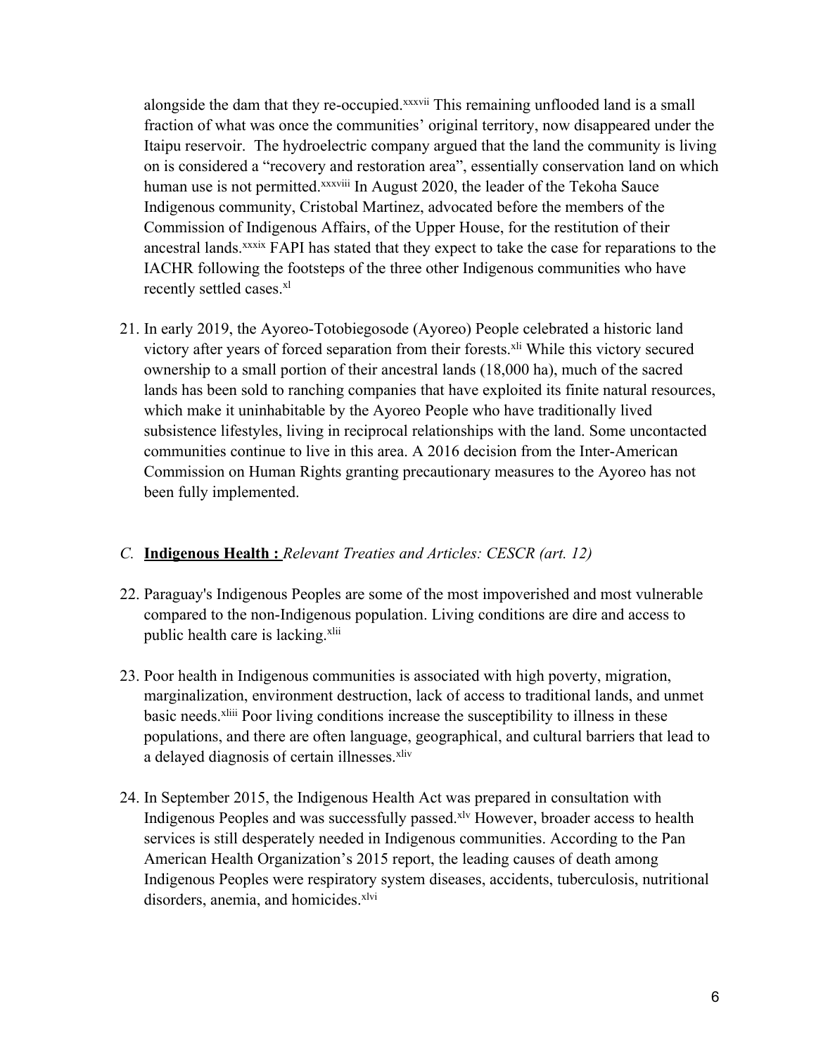alongside the dam that they re-occupied.[xxxvii] This remaining unflooded land is a small fraction of what was once the communities' original territory, now disappeared under the Itaipu reservoir. The hydroelectric company argued that the land the community is living on is considered a "recovery and restoration area", essentially conservation land on which human use is not permitted.[xxxviii] In August 2020, the leader of the Tekoha Sauce Indigenous community, Cristobal Martinez, advocated before the members of the Commission of Indigenous Affairs, of the Upper House, for the restitution of their ancestral lands.[xxxix] FAPI has stated that they expect to take the case for reparations to the IACHR following the footsteps of the three other Indigenous communities who have recently settled cases.[xl]

21. In early 2019, the Ayoreo-Totobiegosode (Ayoreo) People celebrated a historic land victory after years of forced separation from their forests.[xli] While this victory secured ownership to a small portion of their ancestral lands (18,000 ha), much of the sacred lands has been sold to ranching companies that have exploited its finite natural resources, which make it uninhabitable by the Ayoreo People who have traditionally lived subsistence lifestyles, living in reciprocal relationships with the land. Some uncontacted communities continue to live in this area. A 2016 decision from the Inter-American Commission on Human Rights granting precautionary measures to the Ayoreo has not been fully implemented.

### *C.* **Indigenous Health :** *Relevant Treaties and Articles: CESCR (art. 12)*

22. Paraguay's Indigenous Peoples are some of the most impoverished and most vulnerable compared to the non-Indigenous population. Living conditions are dire and access to public health care is lacking.[xlii]

23. Poor health in Indigenous communities is associated with high poverty, migration, marginalization, environment destruction, lack of access to traditional lands, and unmet basic needs.[xliii] Poor living conditions increase the susceptibility to illness in these populations, and there are often language, geographical, and cultural barriers that lead to a delayed diagnosis of certain illnesses.[xliv]

24. In September 2015, the Indigenous Health Act was prepared in consultation with Indigenous Peoples and was successfully passed.[xlv] However, broader access to health services is still desperately needed in Indigenous communities. According to the Pan American Health Organization's 2015 report, the leading causes of death among Indigenous Peoples were respiratory system diseases, accidents, tuberculosis, nutritional disorders, anemia, and homicides.[xlvi]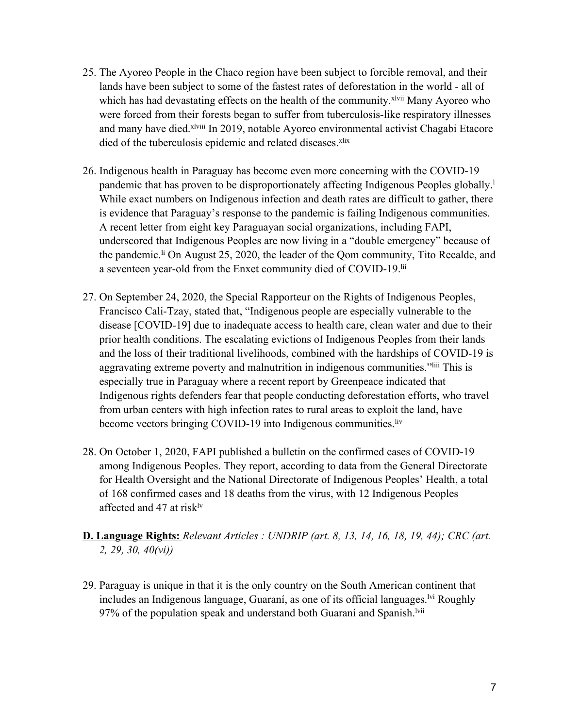25. The Ayoreo People in the Chaco region have been subject to forcible removal, and their lands have been subject to some of the fastest rates of deforestation in the world - all of which has had devastating effects on the health of the community.[xlvii] Many Ayoreo who were forced from their forests began to suffer from tuberculosis-like respiratory illnesses and many have died.[xlviii] In 2019, notable Ayoreo environmental activist Chagabi Etacore died of the tuberculosis epidemic and related diseases.[xlix]

26. Indigenous health in Paraguay has become even more concerning with the COVID-19 pandemic that has proven to be disproportionately affecting Indigenous Peoples globally.[l] While exact numbers on Indigenous infection and death rates are difficult to gather, there is evidence that Paraguay's response to the pandemic is failing Indigenous communities. A recent letter from eight key Paraguayan social organizations, including FAPI, underscored that Indigenous Peoples are now living in a "double emergency" because of the pandemic.[li] On August 25, 2020, the leader of the Qom community, Tito Recalde, and a seventeen year-old from the Enxet community died of COVID-19.[lii]

27. On September 24, 2020, the Special Rapporteur on the Rights of Indigenous Peoples, Francisco Cali-Tzay, stated that, "Indigenous people are especially vulnerable to the disease [COVID-19] due to inadequate access to health care, clean water and due to their prior health conditions. The escalating evictions of Indigenous Peoples from their lands and the loss of their traditional livelihoods, combined with the hardships of COVID-19 is aggravating extreme poverty and malnutrition in indigenous communities."[liii] This is especially true in Paraguay where a recent report by Greenpeace indicated that Indigenous rights defenders fear that people conducting deforestation efforts, who travel from urban centers with high infection rates to rural areas to exploit the land, have become vectors bringing COVID-19 into Indigenous communities.[liv]

28. On October 1, 2020, FAPI published a bulletin on the confirmed cases of COVID-19 among Indigenous Peoples. They report, according to data from the General Directorate for Health Oversight and the National Directorate of Indigenous Peoples' Health, a total of 168 confirmed cases and 18 deaths from the virus, with 12 Indigenous Peoples affected and 47 at risk[lv]

**D. Language Rights:** *Relevant Articles : UNDRIP (art. 8, 13, 14, 16, 18, 19, 44); CRC (art. 2, 29, 30, 40(vi))*

29. Paraguay is unique in that it is the only country on the South American continent that includes an Indigenous language, Guaraní, as one of its official languages.[lvi] Roughly 97% of the population speak and understand both Guaraní and Spanish.[lvii]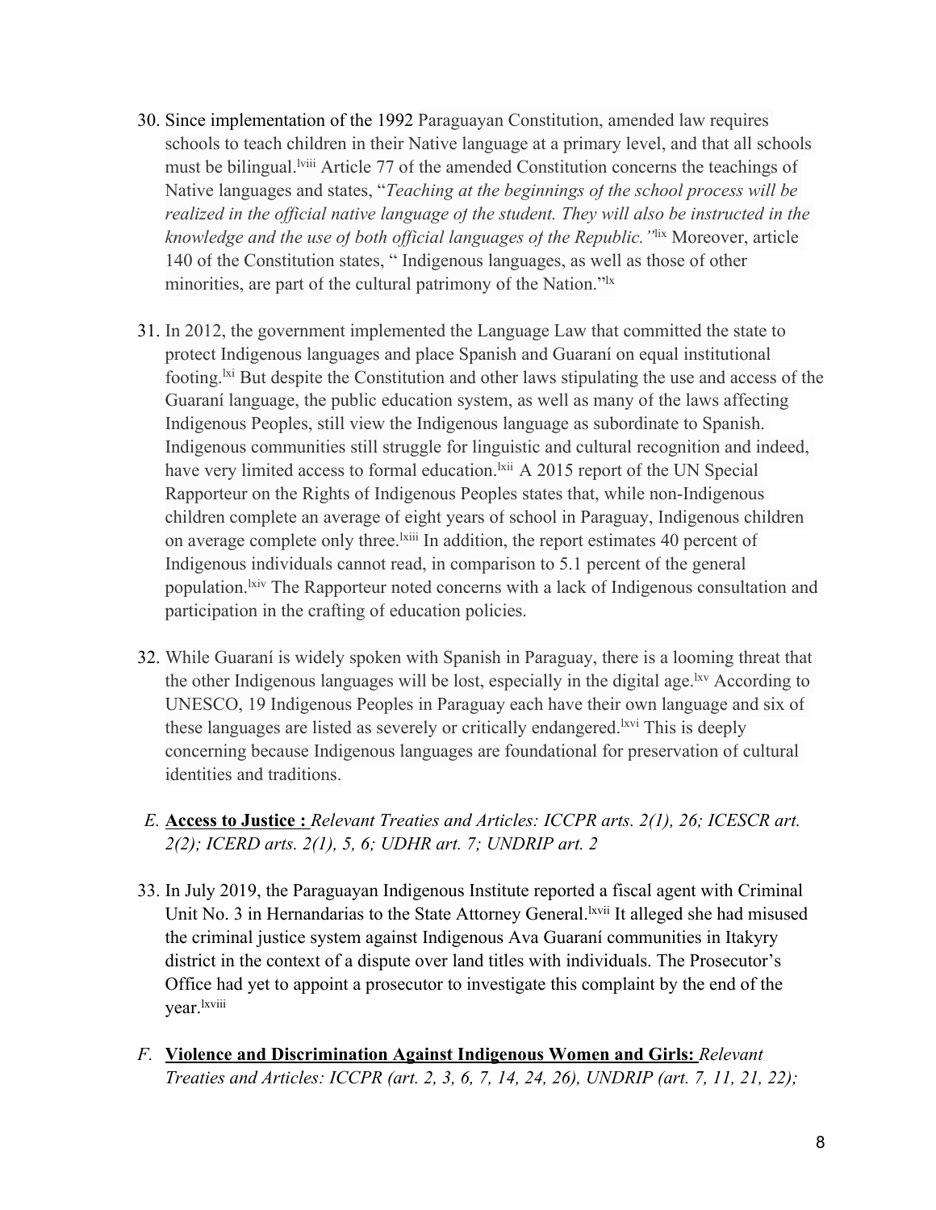30. Since implementation of the 1992 Paraguayan Constitution, amended law requires schools to teach children in their Native language at a primary level, and that all schools must be bilingual.[lviii] Article 77 of the amended Constitution concerns the teachings of Native languages and states, "*Teaching at the beginnings of the school process will be realized in the official native language of the student. They will also be instructed in the knowledge and the use of both official languages of the Republic."*[lix] Moreover, article 140 of the Constitution states, " Indigenous languages, as well as those of other minorities, are part of the cultural patrimony of the Nation."[lx]

31. In 2012, the government implemented the Language Law that committed the state to protect Indigenous languages and place Spanish and Guaraní on equal institutional footing.[lxi] But despite the Constitution and other laws stipulating the use and access of the Guaraní language, the public education system, as well as many of the laws affecting Indigenous Peoples, still view the Indigenous language as subordinate to Spanish. Indigenous communities still struggle for linguistic and cultural recognition and indeed, have very limited access to formal education.[lxii] A 2015 report of the UN Special Rapporteur on the Rights of Indigenous Peoples states that, while non-Indigenous children complete an average of eight years of school in Paraguay, Indigenous children on average complete only three.[lxiii] In addition, the report estimates 40 percent of Indigenous individuals cannot read, in comparison to 5.1 percent of the general population.[lxiv] The Rapporteur noted concerns with a lack of Indigenous consultation and participation in the crafting of education policies.

32. While Guaraní is widely spoken with Spanish in Paraguay, there is a looming threat that the other Indigenous languages will be lost, especially in the digital age.[lxv] According to UNESCO, 19 Indigenous Peoples in Paraguay each have their own language and six of these languages are listed as severely or critically endangered.[lxvi] This is deeply concerning because Indigenous languages are foundational for preservation of cultural identities and traditions.

*E.* **Access to Justice :** *Relevant Treaties and Articles: ICCPR arts. 2(1), 26; ICESCR art. 2(2); ICERD arts. 2(1), 5, 6; UDHR art. 7; UNDRIP art. 2*

33. In July 2019, the Paraguayan Indigenous Institute reported a fiscal agent with Criminal Unit No. 3 in Hernandarias to the State Attorney General.[lxvii] It alleged she had misused the criminal justice system against Indigenous Ava Guaraní communities in Itakyry district in the context of a dispute over land titles with individuals. The Prosecutor's Office had yet to appoint a prosecutor to investigate this complaint by the end of the year.[lxviii]

*F.* **Violence and Discrimination Against Indigenous Women and Girls:** *Relevant Treaties and Articles: ICCPR (art. 2, 3, 6, 7, 14, 24, 26), UNDRIP (art. 7, 11, 21, 22);*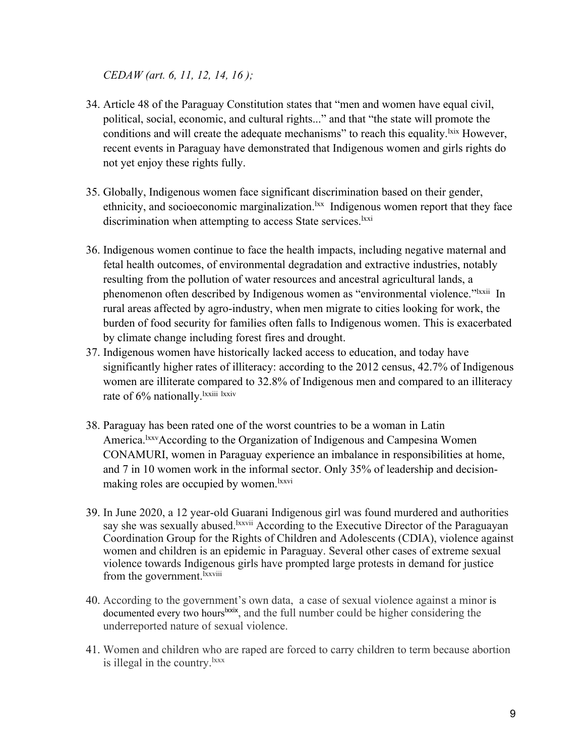*CEDAW (art. 6, 11, 12, 14, 16 );*

34. Article 48 of the Paraguay Constitution states that "men and women have equal civil, political, social, economic, and cultural rights..." and that "the state will promote the conditions and will create the adequate mechanisms" to reach this equality.[lxix] However, recent events in Paraguay have demonstrated that Indigenous women and girls rights do not yet enjoy these rights fully.

35. Globally, Indigenous women face significant discrimination based on their gender, ethnicity, and socioeconomic marginalization.[lxx] Indigenous women report that they face discrimination when attempting to access State services.[lxxi]

36. Indigenous women continue to face the health impacts, including negative maternal and fetal health outcomes, of environmental degradation and extractive industries, notably resulting from the pollution of water resources and ancestral agricultural lands, a phenomenon often described by Indigenous women as "environmental violence."[lxxii] In rural areas affected by agro-industry, when men migrate to cities looking for work, the burden of food security for families often falls to Indigenous women. This is exacerbated by climate change including forest fires and drought.

37. Indigenous women have historically lacked access to education, and today have significantly higher rates of illiteracy: according to the 2012 census, 42.7% of Indigenous women are illiterate compared to 32.8% of Indigenous men and compared to an illiteracy rate of 6% nationally.[lxxiii] [lxxiv]

38. Paraguay has been rated one of the worst countries to be a woman in Latin America.[lxxv]According to the Organization of Indigenous and Campesina Women CONAMURI, women in Paraguay experience an imbalance in responsibilities at home, and 7 in 10 women work in the informal sector. Only 35% of leadership and decision-making roles are occupied by women.[lxxvi]

39. In June 2020, a 12 year-old Guarani Indigenous girl was found murdered and authorities say she was sexually abused.[lxxvii] According to the Executive Director of the Paraguayan Coordination Group for the Rights of Children and Adolescents (CDIA), violence against women and children is an epidemic in Paraguay. Several other cases of extreme sexual violence towards Indigenous girls have prompted large protests in demand for justice from the government.[lxxviii]

40. According to the government's own data, a case of sexual violence against a minor is documented every two hours[lxxix], and the full number could be higher considering the underreported nature of sexual violence.

41. Women and children who are raped are forced to carry children to term because abortion is illegal in the country.[lxxx]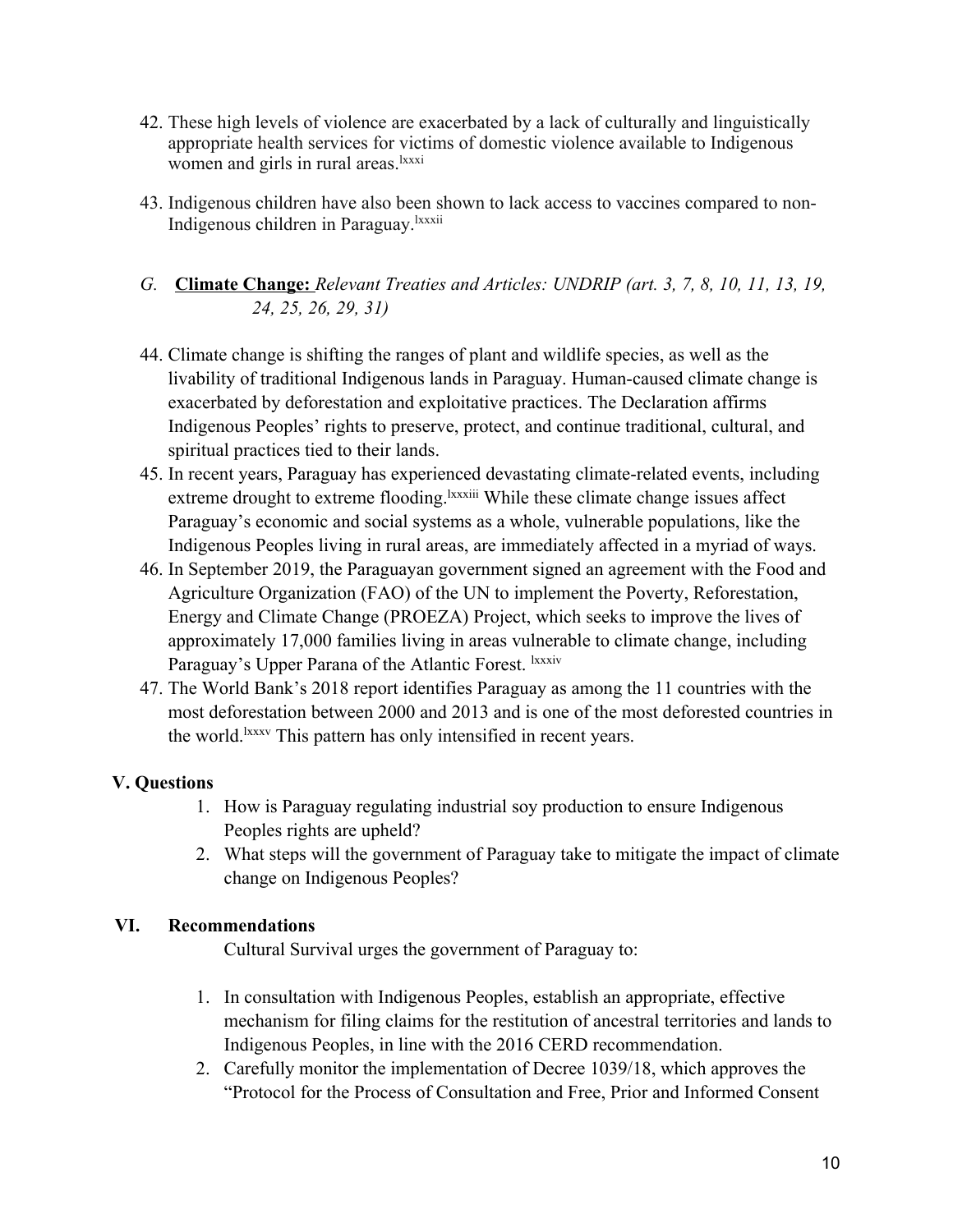42. These high levels of violence are exacerbated by a lack of culturally and linguistically appropriate health services for victims of domestic violence available to Indigenous women and girls in rural areas.[lxxxi]

43. Indigenous children have also been shown to lack access to vaccines compared to non-Indigenous children in Paraguay.[lxxxii]

### *G.* **Climate Change:** *Relevant Treaties and Articles: UNDRIP (art. 3, 7, 8, 10, 11, 13, 19, 24, 25, 26, 29, 31)*

44. Climate change is shifting the ranges of plant and wildlife species, as well as the livability of traditional Indigenous lands in Paraguay. Human-caused climate change is exacerbated by deforestation and exploitative practices. The Declaration affirms Indigenous Peoples' rights to preserve, protect, and continue traditional, cultural, and spiritual practices tied to their lands.
45. In recent years, Paraguay has experienced devastating climate-related events, including extreme drought to extreme flooding.[lxxxiii] While these climate change issues affect Paraguay's economic and social systems as a whole, vulnerable populations, like the Indigenous Peoples living in rural areas, are immediately affected in a myriad of ways.
46. In September 2019, the Paraguayan government signed an agreement with the Food and Agriculture Organization (FAO) of the UN to implement the Poverty, Reforestation, Energy and Climate Change (PROEZA) Project, which seeks to improve the lives of approximately 17,000 families living in areas vulnerable to climate change, including Paraguay's Upper Parana of the Atlantic Forest.[lxxxiv]
47. The World Bank's 2018 report identifies Paraguay as among the 11 countries with the most deforestation between 2000 and 2013 and is one of the most deforested countries in the world.[lxxxv] This pattern has only intensified in recent years.

## V. Questions

1. How is Paraguay regulating industrial soy production to ensure Indigenous Peoples rights are upheld?
2. What steps will the government of Paraguay take to mitigate the impact of climate change on Indigenous Peoples?

## VI. Recommendations

Cultural Survival urges the government of Paraguay to:

1. In consultation with Indigenous Peoples, establish an appropriate, effective mechanism for filing claims for the restitution of ancestral territories and lands to Indigenous Peoples, in line with the 2016 CERD recommendation.
2. Carefully monitor the implementation of Decree 1039/18, which approves the "Protocol for the Process of Consultation and Free, Prior and Informed Consent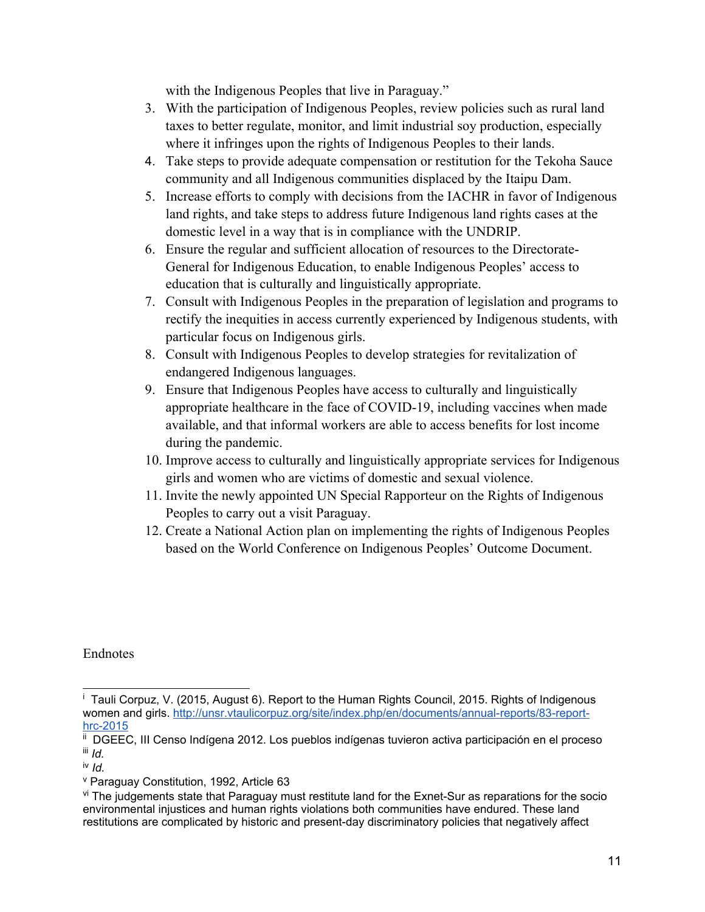with the Indigenous Peoples that live in Paraguay."

3. With the participation of Indigenous Peoples, review policies such as rural land taxes to better regulate, monitor, and limit industrial soy production, especially where it infringes upon the rights of Indigenous Peoples to their lands.
4. Take steps to provide adequate compensation or restitution for the Tekoha Sauce community and all Indigenous communities displaced by the Itaipu Dam.
5. Increase efforts to comply with decisions from the IACHR in favor of Indigenous land rights, and take steps to address future Indigenous land rights cases at the domestic level in a way that is in compliance with the UNDRIP.
6. Ensure the regular and sufficient allocation of resources to the Directorate-General for Indigenous Education, to enable Indigenous Peoples' access to education that is culturally and linguistically appropriate.
7. Consult with Indigenous Peoples in the preparation of legislation and programs to rectify the inequities in access currently experienced by Indigenous students, with particular focus on Indigenous girls.
8. Consult with Indigenous Peoples to develop strategies for revitalization of endangered Indigenous languages.
9. Ensure that Indigenous Peoples have access to culturally and linguistically appropriate healthcare in the face of COVID-19, including vaccines when made available, and that informal workers are able to access benefits for lost income during the pandemic.
10. Improve access to culturally and linguistically appropriate services for Indigenous girls and women who are victims of domestic and sexual violence.
11. Invite the newly appointed UN Special Rapporteur on the Rights of Indigenous Peoples to carry out a visit Paraguay.
12. Create a National Action plan on implementing the rights of Indigenous Peoples based on the World Conference on Indigenous Peoples' Outcome Document.

Endnotes

[i] Tauli Corpuz, V. (2015, August 6). Report to the Human Rights Council, 2015. Rights of Indigenous women and girls. http://unsr.vtaulicorpuz.org/site/index.php/en/documents/annual-reports/83-report-hrc-2015

[ii] DGEEC, III Censo Indígena 2012. Los pueblos indígenas tuvieron activa participación en el proceso

[iii] *Id.*

[iv] *Id.*

[v] Paraguay Constitution, 1992, Article 63

[vi] The judgements state that Paraguay must restitute land for the Exnet-Sur as reparations for the socio environmental injustices and human rights violations both communities have endured. These land restitutions are complicated by historic and present-day discriminatory policies that negatively affect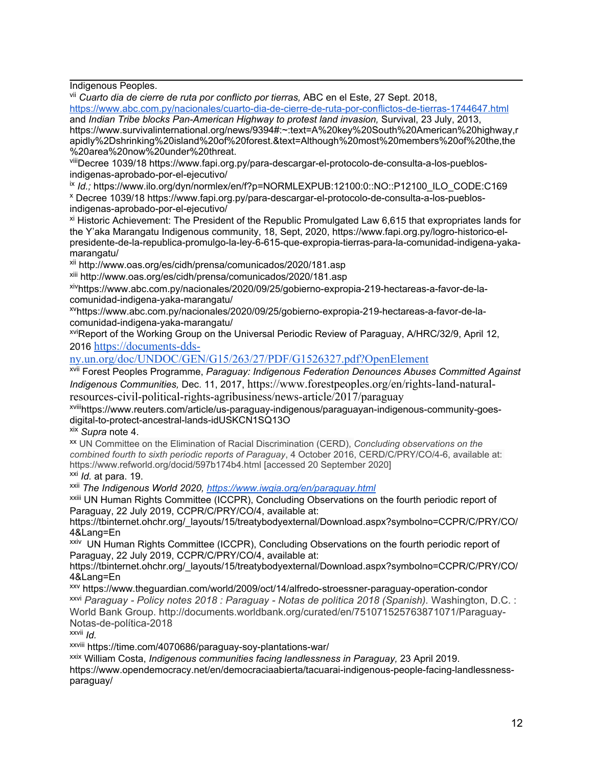Indigenous Peoples.

[vii] *Cuarto dia de cierre de ruta por conflicto por tierras,* ABC en el Este, 27 Sept. 2018, https://www.abc.com.py/nacionales/cuarto-dia-de-cierre-de-ruta-por-conflictos-de-tierras-1744647.html and *Indian Tribe blocks Pan-American Highway to protest land invasion,* Survival, 23 July, 2013, https://www.survivalinternational.org/news/9394#:~:text=A%20key%20South%20American%20highway,rapidly%2Dshrinking%20island%20of%20forest.&text=Although%20most%20members%20of%20the,the%20area%20now%20under%20threat.

[viii] Decree 1039/18 https://www.fapi.org.py/para-descargar-el-protocolo-de-consulta-a-los-pueblos-indigenas-aprobado-por-el-ejecutivo/

[ix] *Id.;* https://www.ilo.org/dyn/normlex/en/f?p=NORMLEXPUB:12100:0::NO::P12100_ILO_CODE:C169

[x] Decree 1039/18 https://www.fapi.org.py/para-descargar-el-protocolo-de-consulta-a-los-pueblos-indigenas-aprobado-por-el-ejecutivo/

[xi] Historic Achievement: The President of the Republic Promulgated Law 6,615 that expropriates lands for the Y'aka Marangatu Indigenous community, 18, Sept, 2020, https://www.fapi.org.py/logro-historico-el-presidente-de-la-republica-promulgo-la-ley-6-615-que-expropia-tierras-para-la-comunidad-indigena-yaka-marangatu/

[xii] http://www.oas.org/es/cidh/prensa/comunicados/2020/181.asp

[xiii] http://www.oas.org/es/cidh/prensa/comunicados/2020/181.asp

[xiv] https://www.abc.com.py/nacionales/2020/09/25/gobierno-expropia-219-hectareas-a-favor-de-la-comunidad-indigena-yaka-marangatu/

[xv] https://www.abc.com.py/nacionales/2020/09/25/gobierno-expropia-219-hectareas-a-favor-de-la-comunidad-indigena-yaka-marangatu/

[xvi] Report of the Working Group on the Universal Periodic Review of Paraguay, A/HRC/32/9, April 12, 2016 https://documents-dds-ny.un.org/doc/UNDOC/GEN/G15/263/27/PDF/G1526327.pdf?OpenElement

[xvii] Forest Peoples Programme, *Paraguay: Indigenous Federation Denounces Abuses Committed Against Indigenous Communities,* Dec. 11, 2017, https://www.forestpeoples.org/en/rights-land-natural-resources-civil-political-rights-agribusiness/news-article/2017/paraguay

[xviii] https://www.reuters.com/article/us-paraguay-indigenous/paraguayan-indigenous-community-goes-digital-to-protect-ancestral-lands-idUSKCN1SQ13O

[xix] *Supra* note 4.

[xx] UN Committee on the Elimination of Racial Discrimination (CERD), *Concluding observations on the combined fourth to sixth periodic reports of Paraguay*, 4 October 2016, CERD/C/PRY/CO/4-6, available at: https://www.refworld.org/docid/597b174b4.html [accessed 20 September 2020]

[xxi] *Id.* at para. 19.

[xxii] *The Indigenous World 2020,* https://www.iwgia.org/en/paraguay.html

[xxiii] UN Human Rights Committee (ICCPR), Concluding Observations on the fourth periodic report of Paraguay, 22 July 2019, CCPR/C/PRY/CO/4, available at: https://tbinternet.ohchr.org/_layouts/15/treatybodyexternal/Download.aspx?symbolno=CCPR/C/PRY/CO/4&Lang=En

[xxiv] UN Human Rights Committee (ICCPR), Concluding Observations on the fourth periodic report of Paraguay, 22 July 2019, CCPR/C/PRY/CO/4, available at: https://tbinternet.ohchr.org/_layouts/15/treatybodyexternal/Download.aspx?symbolno=CCPR/C/PRY/CO/4&Lang=En

[xxv] https://www.theguardian.com/world/2009/oct/14/alfredo-stroessner-paraguay-operation-condor

[xxvi] *Paraguay - Policy notes 2018 : Paraguay - Notas de politica 2018 (Spanish)*. Washington, D.C. : World Bank Group. http://documents.worldbank.org/curated/en/751071525763871071/Paraguay-Notas-de-política-2018

[xxvii] *Id.*

[xxviii] https://time.com/4070686/paraguay-soy-plantations-war/

[xxix] William Costa, *Indigenous communities facing landlessness in Paraguay,* 23 April 2019. https://www.opendemocracy.net/en/democraciaabierta/tacuarai-indigenous-people-facing-landlessness-paraguay/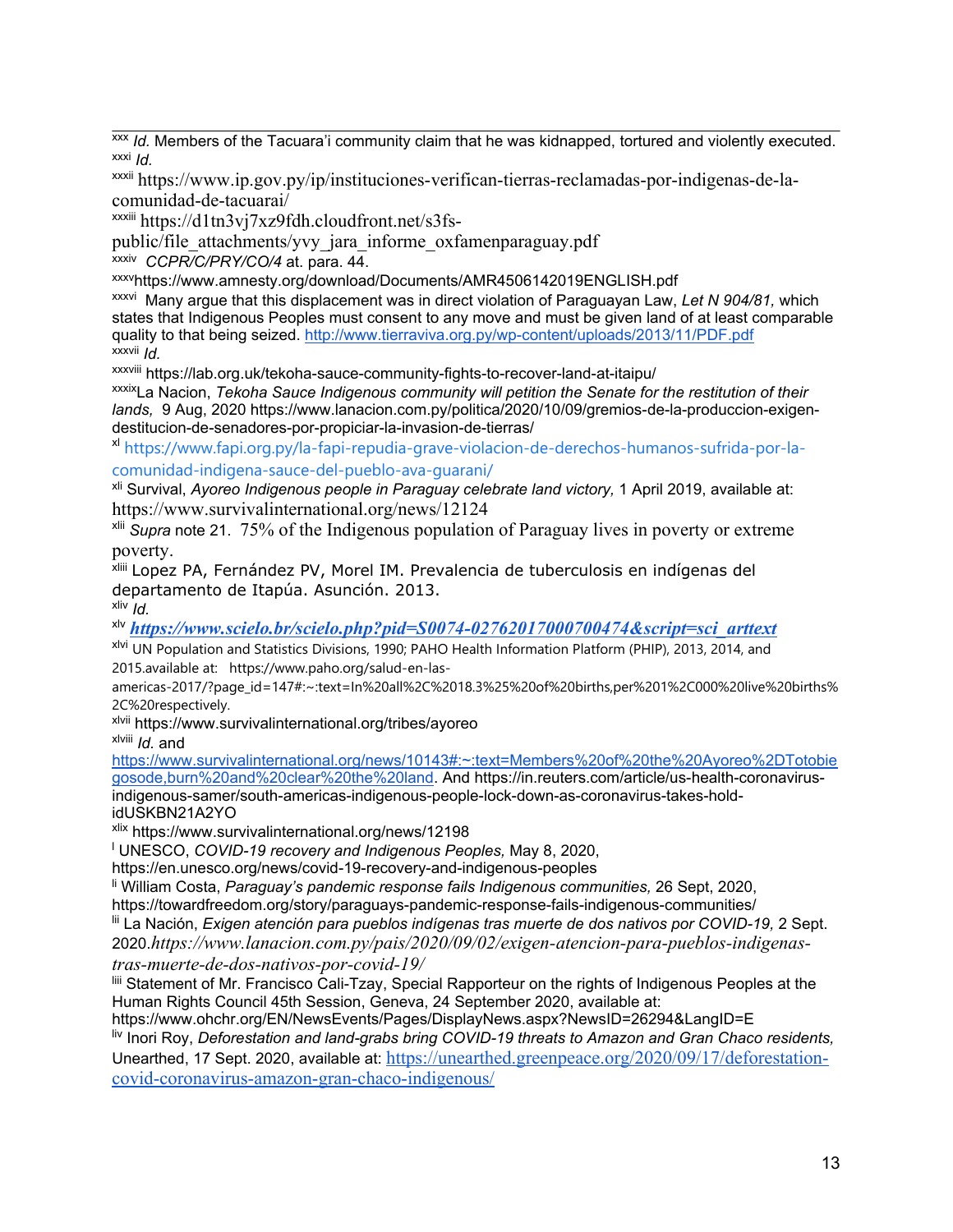[xxx] *Id.* Members of the Tacuara'i community claim that he was kidnapped, tortured and violently executed.

[xxxi] *Id.*

[xxxii] https://www.ip.gov.py/ip/instituciones-verifican-tierras-reclamadas-por-indigenas-de-la-comunidad-de-tacuarai/

[xxxiii] https://d1tn3vj7xz9fdh.cloudfront.net/s3fs-public/file_attachments/yvy_jara_informe_oxfamenparaguay.pdf

[xxxiv] *CCPR/C/PRY/CO/4* at. para. 44.

[xxxv]https://www.amnesty.org/download/Documents/AMR4506142019ENGLISH.pdf

[xxxvi] Many argue that this displacement was in direct violation of Paraguayan Law, *Let N 904/81,* which states that Indigenous Peoples must consent to any move and must be given land of at least comparable quality to that being seized. http://www.tierraviva.org.py/wp-content/uploads/2013/11/PDF.pdf

[xxxvii] *Id.*

[xxxviii] https://lab.org.uk/tekoha-sauce-community-fights-to-recover-land-at-itaipu/

[xxxix]La Nacion, *Tekoha Sauce Indigenous community will petition the Senate for the restitution of their lands,* 9 Aug, 2020 https://www.lanacion.com.py/politica/2020/10/09/gremios-de-la-produccion-exigen-destitucion-de-senadores-por-propiciar-la-invasion-de-tierras/

[xl] https://www.fapi.org.py/la-fapi-repudia-grave-violacion-de-derechos-humanos-sufrida-por-la-comunidad-indigena-sauce-del-pueblo-ava-guarani/

[xli] Survival, *Ayoreo Indigenous people in Paraguay celebrate land victory,* 1 April 2019, available at: https://www.survivalinternational.org/news/12124

[xlii] *Supra* note 21. 75% of the Indigenous population of Paraguay lives in poverty or extreme poverty.

[xliii] Lopez PA, Fernández PV, Morel IM. Prevalencia de tuberculosis en indígenas del departamento de Itapúa. Asunción. 2013.

[xliv] *Id.*

[xlv] ***https://www.scielo.br/scielo.php?pid=S0074-02762017000700474&script=sci_arttext***

[xlvi] UN Population and Statistics Divisions, 1990; PAHO Health Information Platform (PHIP), 2013, 2014, and 2015.available at: https://www.paho.org/salud-en-las-americas-2017/?page_id=147#:~:text=In%20all%2C%2018.3%25%20of%20births,per%201%2C000%20live%20births%2C%20respectively.

[xlvii] https://www.survivalinternational.org/tribes/ayoreo

[xlviii] *Id.* and https://www.survivalinternational.org/news/10143#:~:text=Members%20of%20the%20Ayoreo%2DTotobiegosode,burn%20and%20clear%20the%20land. And https://in.reuters.com/article/us-health-coronavirus-indigenous-samer/south-americas-indigenous-people-lock-down-as-coronavirus-takes-hold-idUSKBN21A2YO

[xlix] https://www.survivalinternational.org/news/12198

[l] UNESCO, *COVID-19 recovery and Indigenous Peoples,* May 8, 2020, https://en.unesco.org/news/covid-19-recovery-and-indigenous-peoples

[li] William Costa, *Paraguay's pandemic response fails Indigenous communities,* 26 Sept, 2020, https://towardfreedom.org/story/paraguays-pandemic-response-fails-indigenous-communities/

[lii] La Nación, *Exigen atención para pueblos indígenas tras muerte de dos nativos por COVID-19,* 2 Sept. 2020.*https://www.lanacion.com.py/pais/2020/09/02/exigen-atencion-para-pueblos-indigenas-tras-muerte-de-dos-nativos-por-covid-19/*

[liii] Statement of Mr. Francisco Cali-Tzay, Special Rapporteur on the rights of Indigenous Peoples at the Human Rights Council 45th Session, Geneva, 24 September 2020, available at: https://www.ohchr.org/EN/NewsEvents/Pages/DisplayNews.aspx?NewsID=26294&LangID=E

[liv] Inori Roy, *Deforestation and land-grabs bring COVID-19 threats to Amazon and Gran Chaco residents,* Unearthed, 17 Sept. 2020, available at: https://unearthed.greenpeace.org/2020/09/17/deforestation-covid-coronavirus-amazon-gran-chaco-indigenous/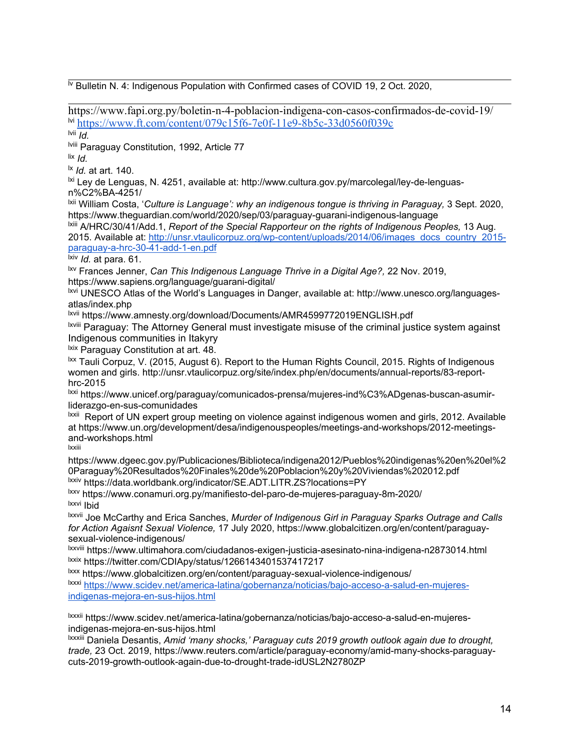[lv] Bulletin N. 4: Indigenous Population with Confirmed cases of COVID 19, 2 Oct. 2020,

https://www.fapi.org.py/boletin-n-4-poblacion-indigena-con-casos-confirmados-de-covid-19/

[lvi] https://www.ft.com/content/079c15f6-7e0f-11e9-8b5c-33d0560f039c

[lvii] *Id.*

[lviii] Paraguay Constitution, 1992, Article 77

[lix] *Id.*

[lx] *Id.* at art. 140.

[lxi] Ley de Lenguas, N. 4251, available at: http://www.cultura.gov.py/marcolegal/ley-de-lenguas-n%C2%BA-4251/

[lxii] William Costa, '*Culture is Language': why an indigenous tongue is thriving in Paraguay,* 3 Sept. 2020, https://www.theguardian.com/world/2020/sep/03/paraguay-guarani-indigenous-language

[lxiii] A/HRC/30/41/Add.1, *Report of the Special Rapporteur on the rights of Indigenous Peoples,* 13 Aug. 2015. Available at: http://unsr.vtaulicorpuz.org/wp-content/uploads/2014/06/images_docs_country_2015-paraguay-a-hrc-30-41-add-1-en.pdf

[lxiv] *Id.* at para. 61.

[lxv] Frances Jenner, *Can This Indigenous Language Thrive in a Digital Age?,* 22 Nov. 2019, https://www.sapiens.org/language/guarani-digital/

[lxvi] UNESCO Atlas of the World's Languages in Danger, available at: http://www.unesco.org/languages-atlas/index.php

[lxvii] https://www.amnesty.org/download/Documents/AMR4599772019ENGLISH.pdf

[lxviii] Paraguay: The Attorney General must investigate misuse of the criminal justice system against Indigenous communities in Itakyry

[lxix] Paraguay Constitution at art. 48.

[lxx] Tauli Corpuz, V. (2015, August 6). Report to the Human Rights Council, 2015. Rights of Indigenous women and girls. http://unsr.vtaulicorpuz.org/site/index.php/en/documents/annual-reports/83-report-hrc-2015

[lxxi] https://www.unicef.org/paraguay/comunicados-prensa/mujeres-ind%C3%ADgenas-buscan-asumir-liderazgo-en-sus-comunidades

[lxxii] Report of UN expert group meeting on violence against indigenous women and girls, 2012. Available at https://www.un.org/development/desa/indigenouspeoples/meetings-and-workshops/2012-meetings-and-workshops.html

[lxxiii] https://www.dgeec.gov.py/Publicaciones/Biblioteca/indigena2012/Pueblos%20indigenas%20en%20el%20Paraguay%20Resultados%20Finales%20de%20Poblacion%20y%20Viviendas%202012.pdf

[lxxiv] https://data.worldbank.org/indicator/SE.ADT.LITR.ZS?locations=PY

[lxxv] https://www.conamuri.org.py/manifiesto-del-paro-de-mujeres-paraguay-8m-2020/

[lxxvi] Ibid

[lxxvii] Joe McCarthy and Erica Sanches, *Murder of Indigenous Girl in Paraguay Sparks Outrage and Calls for Action Agaisnt Sexual Violence,* 17 July 2020, https://www.globalcitizen.org/en/content/paraguay-sexual-violence-indigenous/

[lxxviii] https://www.ultimahora.com/ciudadanos-exigen-justicia-asesinato-nina-indigena-n2873014.html

[lxxix] https://twitter.com/CDIApy/status/1266143401537417217

[lxxx] https://www.globalcitizen.org/en/content/paraguay-sexual-violence-indigenous/

[lxxxi] https://www.scidev.net/america-latina/gobernanza/noticias/bajo-acceso-a-salud-en-mujeres-indigenas-mejora-en-sus-hijos.html

[lxxxii] https://www.scidev.net/america-latina/gobernanza/noticias/bajo-acceso-a-salud-en-mujeres-indigenas-mejora-en-sus-hijos.html

[lxxxiii] Daniela Desantis, *Amid 'many shocks,' Paraguay cuts 2019 growth outlook again due to drought, trade,* 23 Oct. 2019, https://www.reuters.com/article/paraguay-economy/amid-many-shocks-paraguay-cuts-2019-growth-outlook-again-due-to-drought-trade-idUSL2N2780ZP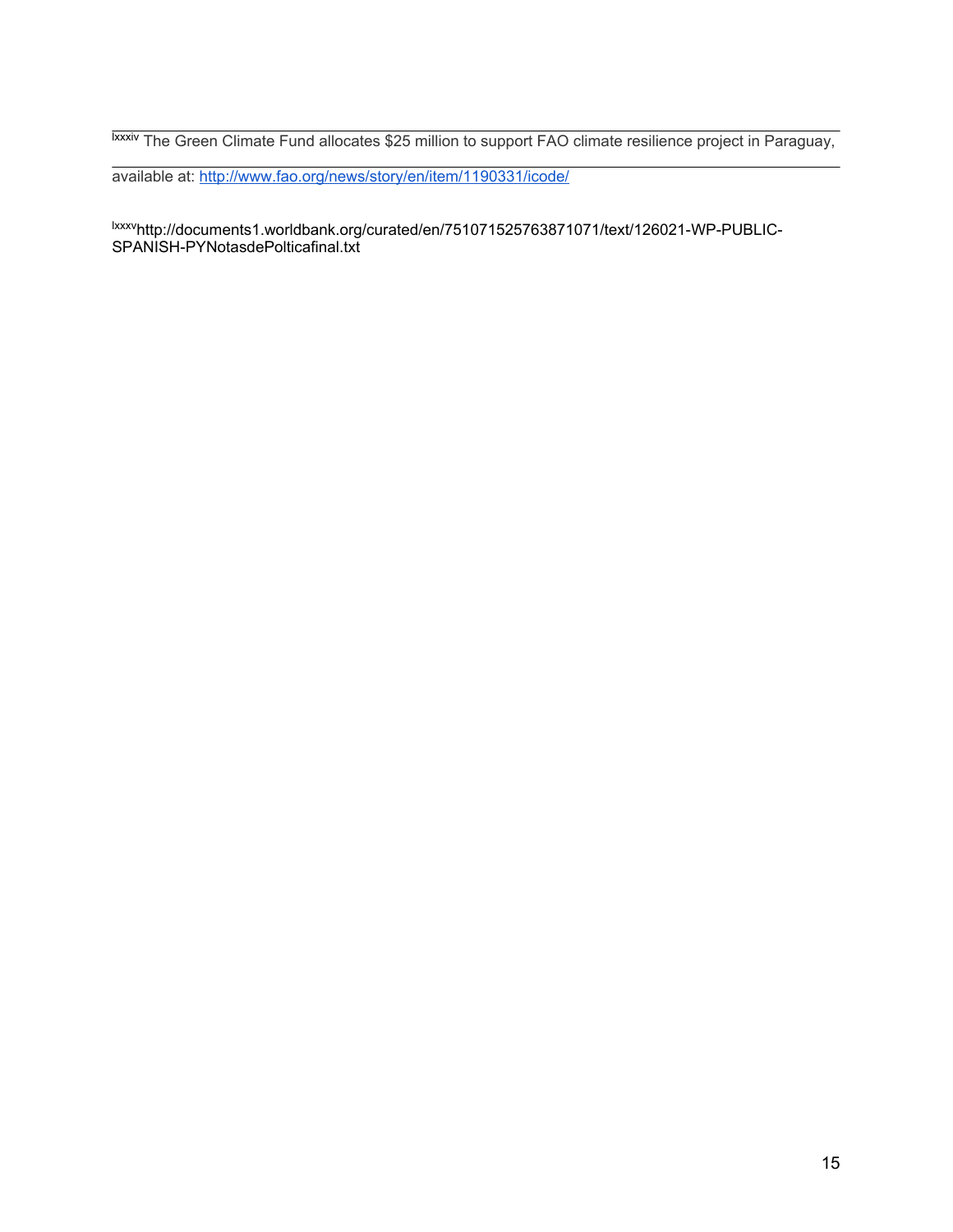[lxxxiv] The Green Climate Fund allocates $25 million to support FAO climate resilience project in Paraguay, available at: http://www.fao.org/news/story/en/item/1190331/icode/

[lxxxv] http://documents1.worldbank.org/curated/en/751071525763871071/text/126021-WP-PUBLIC-SPANISH-PYNotasdePolticafinal.txt